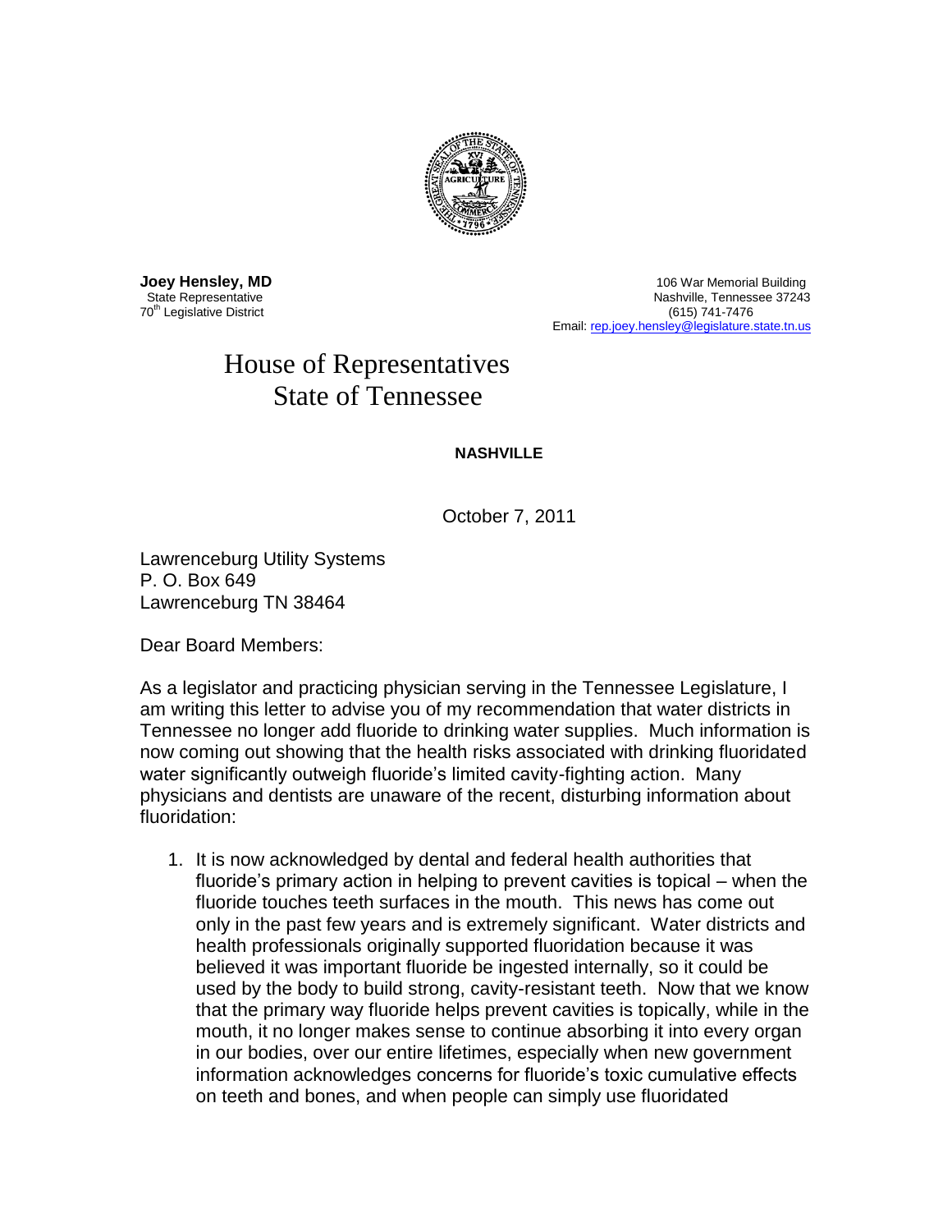**Joey Hensley, MD**
State Representative
70th Legislative District

106 War Memorial Building
Nashville, Tennessee 37243
(615) 741-7476
Email: rep.joey.hensley@legislature.state.tn.us

# House of Representatives
# State of Tennessee

**NASHVILLE**

October 7, 2011

Lawrenceburg Utility Systems
P. O. Box 649
Lawrenceburg TN 38464

Dear Board Members:

As a legislator and practicing physician serving in the Tennessee Legislature, I am writing this letter to advise you of my recommendation that water districts in Tennessee no longer add fluoride to drinking water supplies. Much information is now coming out showing that the health risks associated with drinking fluoridated water significantly outweigh fluoride's limited cavity-fighting action. Many physicians and dentists are unaware of the recent, disturbing information about fluoridation:

1. It is now acknowledged by dental and federal health authorities that fluoride's primary action in helping to prevent cavities is topical – when the fluoride touches teeth surfaces in the mouth. This news has come out only in the past few years and is extremely significant. Water districts and health professionals originally supported fluoridation because it was believed it was important fluoride be ingested internally, so it could be used by the body to build strong, cavity-resistant teeth. Now that we know that the primary way fluoride helps prevent cavities is topically, while in the mouth, it no longer makes sense to continue absorbing it into every organ in our bodies, over our entire lifetimes, especially when new government information acknowledges concerns for fluoride's toxic cumulative effects on teeth and bones, and when people can simply use fluoridated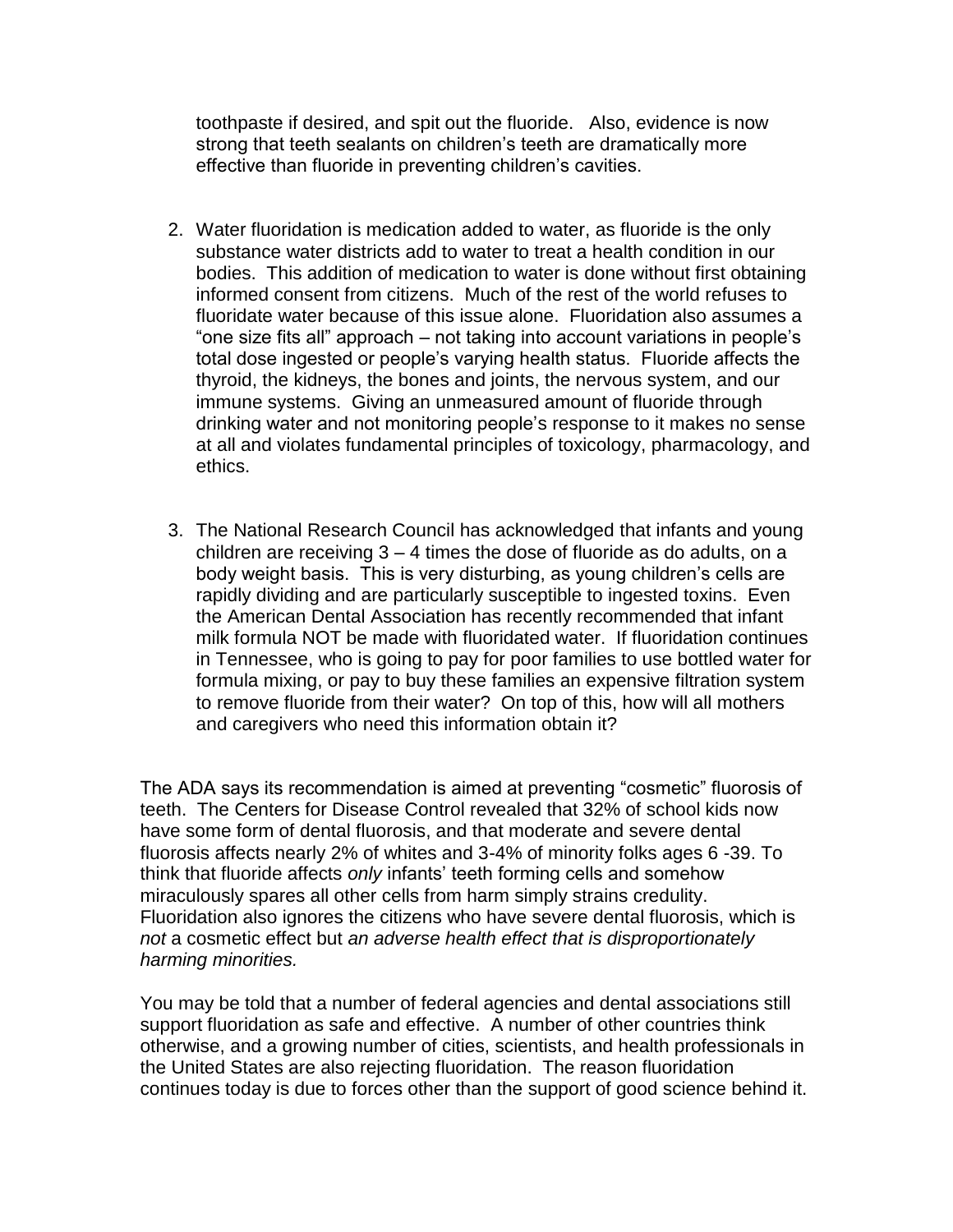toothpaste if desired, and spit out the fluoride. Also, evidence is now strong that teeth sealants on children's teeth are dramatically more effective than fluoride in preventing children's cavities.

2. Water fluoridation is medication added to water, as fluoride is the only substance water districts add to water to treat a health condition in our bodies. This addition of medication to water is done without first obtaining informed consent from citizens. Much of the rest of the world refuses to fluoridate water because of this issue alone. Fluoridation also assumes a "one size fits all" approach – not taking into account variations in people's total dose ingested or people's varying health status. Fluoride affects the thyroid, the kidneys, the bones and joints, the nervous system, and our immune systems. Giving an unmeasured amount of fluoride through drinking water and not monitoring people's response to it makes no sense at all and violates fundamental principles of toxicology, pharmacology, and ethics.

3. The National Research Council has acknowledged that infants and young children are receiving 3 – 4 times the dose of fluoride as do adults, on a body weight basis. This is very disturbing, as young children's cells are rapidly dividing and are particularly susceptible to ingested toxins. Even the American Dental Association has recently recommended that infant milk formula NOT be made with fluoridated water. If fluoridation continues in Tennessee, who is going to pay for poor families to use bottled water for formula mixing, or pay to buy these families an expensive filtration system to remove fluoride from their water? On top of this, how will all mothers and caregivers who need this information obtain it?

The ADA says its recommendation is aimed at preventing "cosmetic" fluorosis of teeth. The Centers for Disease Control revealed that 32% of school kids now have some form of dental fluorosis, and that moderate and severe dental fluorosis affects nearly 2% of whites and 3-4% of minority folks ages 6 -39. To think that fluoride affects *only* infants' teeth forming cells and somehow miraculously spares all other cells from harm simply strains credulity. Fluoridation also ignores the citizens who have severe dental fluorosis, which is *not* a cosmetic effect but *an adverse health effect that is disproportionately harming minorities.*

You may be told that a number of federal agencies and dental associations still support fluoridation as safe and effective. A number of other countries think otherwise, and a growing number of cities, scientists, and health professionals in the United States are also rejecting fluoridation. The reason fluoridation continues today is due to forces other than the support of good science behind it.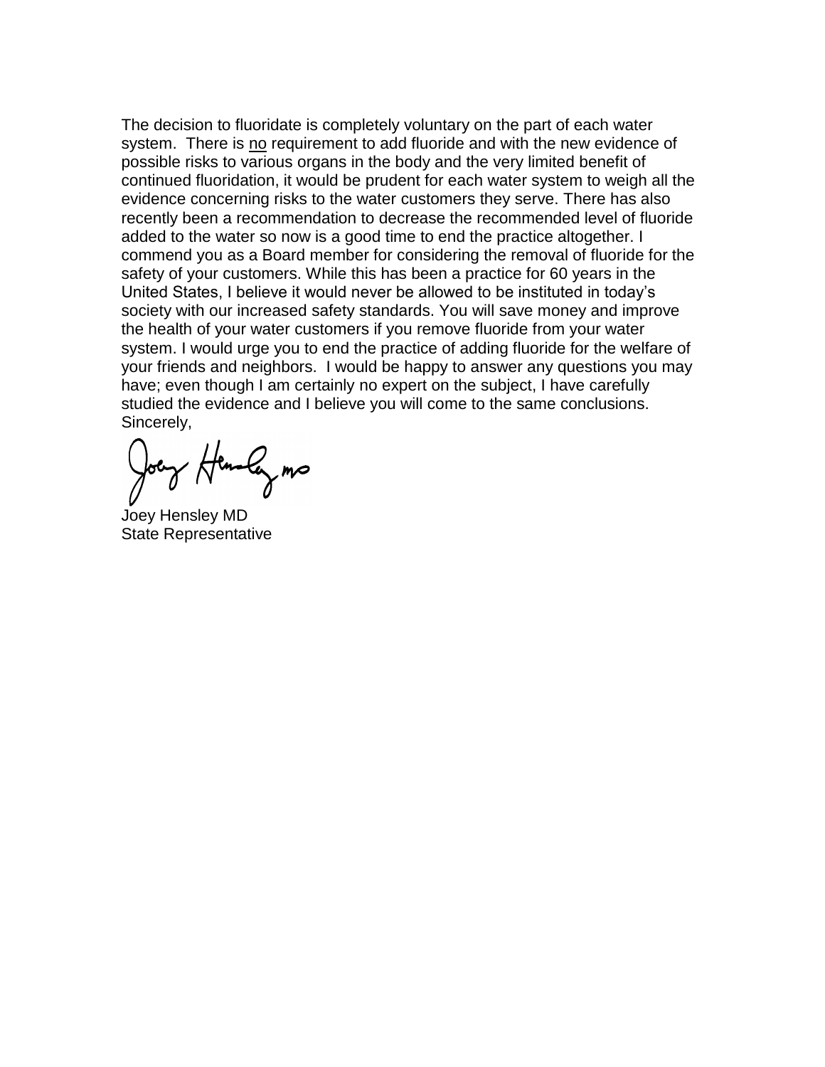The decision to fluoridate is completely voluntary on the part of each water system. There is <u>no</u> requirement to add fluoride and with the new evidence of possible risks to various organs in the body and the very limited benefit of continued fluoridation, it would be prudent for each water system to weigh all the evidence concerning risks to the water customers they serve. There has also recently been a recommendation to decrease the recommended level of fluoride added to the water so now is a good time to end the practice altogether. I commend you as a Board member for considering the removal of fluoride for the safety of your customers. While this has been a practice for 60 years in the United States, I believe it would never be allowed to be instituted in today's society with our increased safety standards. You will save money and improve the health of your water customers if you remove fluoride from your water system. I would urge you to end the practice of adding fluoride for the welfare of your friends and neighbors. I would be happy to answer any questions you may have; even though I am certainly no expert on the subject, I have carefully studied the evidence and I believe you will come to the same conclusions.

Sincerely,

Joey Hensley MD

Joey Hensley MD
State Representative